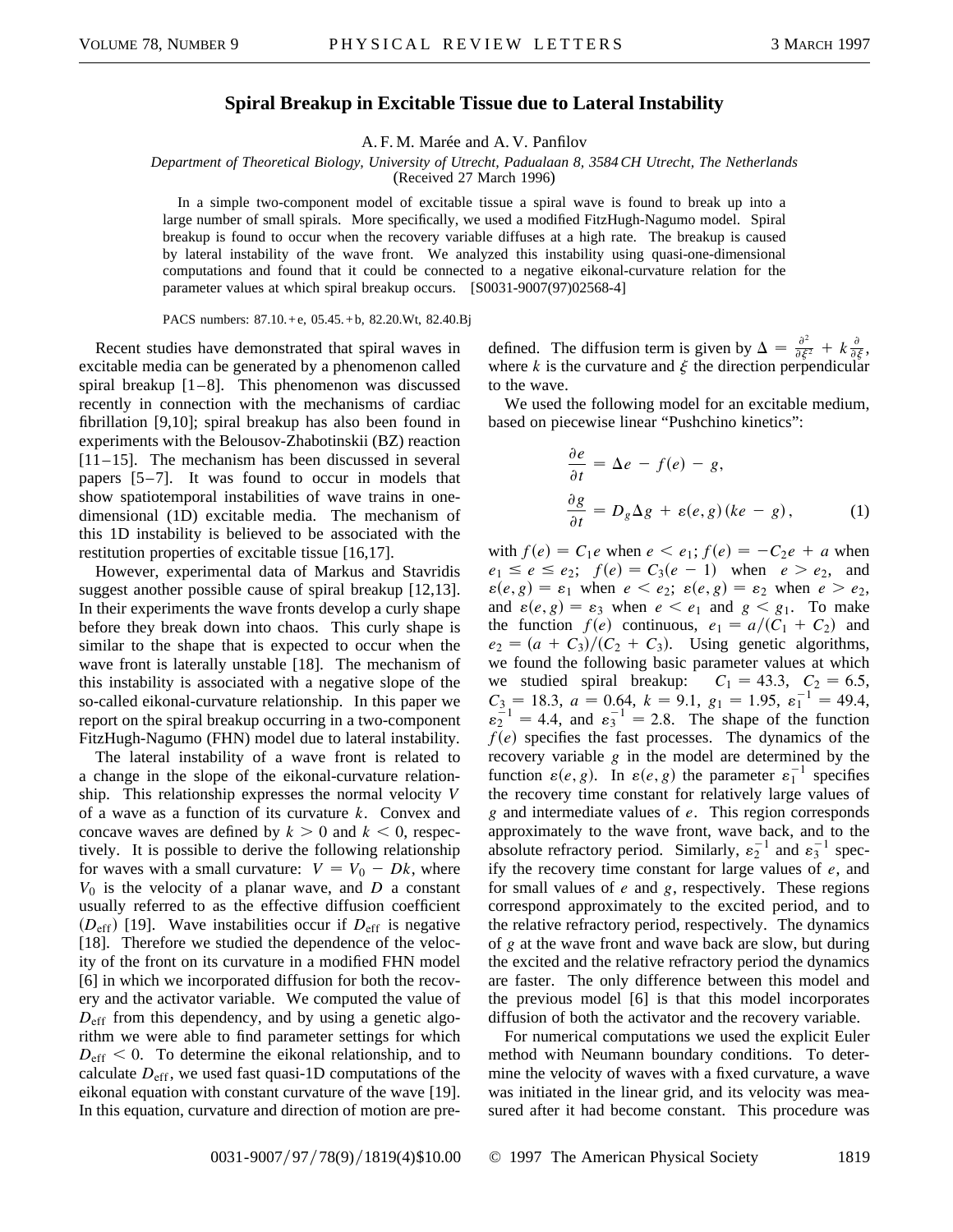# Spiral Breakup in Excitable Tissue due to Lateral Instability

A. F. M. Marée and A. V. Panfilov

*Department of Theoretical Biology, University of Utrecht, Padualaan 8, 3584 CH Utrecht, The Netherlands*
(Received 27 March 1996)

In a simple two-component model of excitable tissue a spiral wave is found to break up into a large number of small spirals. More specifically, we used a modified FitzHugh-Nagumo model. Spiral breakup is found to occur when the recovery variable diffuses at a high rate. The breakup is caused by lateral instability of the wave front. We analyzed this instability using quasi-one-dimensional computations and found that it could be connected to a negative eikonal-curvature relation for the parameter values at which spiral breakup occurs. [S0031-9007(97)02568-4]

PACS numbers: 87.10.+e, 05.45.+b, 82.20.Wt, 82.40.Bj

Recent studies have demonstrated that spiral waves in excitable media can be generated by a phenomenon called spiral breakup [1–8]. This phenomenon was discussed recently in connection with the mechanisms of cardiac fibrillation [9,10]; spiral breakup has also been found in experiments with the Belousov-Zhabotinskii (BZ) reaction [11–15]. The mechanism has been discussed in several papers [5–7]. It was found to occur in models that show spatiotemporal instabilities of wave trains in one-dimensional (1D) excitable media. The mechanism of this 1D instability is believed to be associated with the restitution properties of excitable tissue [16,17].

However, experimental data of Markus and Stavridis suggest another possible cause of spiral breakup [12,13]. In their experiments the wave fronts develop a curly shape before they break down into chaos. This curly shape is similar to the shape that is expected to occur when the wave front is laterally unstable [18]. The mechanism of this instability is associated with a negative slope of the so-called eikonal-curvature relationship. In this paper we report on the spiral breakup occurring in a two-component FitzHugh-Nagumo (FHN) model due to lateral instability.

The lateral instability of a wave front is related to a change in the slope of the eikonal-curvature relationship. This relationship expresses the normal velocity $V$ of a wave as a function of its curvature $k$. Convex and concave waves are defined by $k > 0$ and $k < 0$, respectively. It is possible to derive the following relationship for waves with a small curvature: $V = V_0 - Dk$, where $V_0$ is the velocity of a planar wave, and $D$ a constant usually referred to as the effective diffusion coefficient ($D_{\text{eff}}$) [19]. Wave instabilities occur if $D_{\text{eff}}$ is negative [18]. Therefore we studied the dependence of the velocity of the front on its curvature in a modified FHN model [6] in which we incorporated diffusion for both the recovery and the activator variable. We computed the value of $D_{\text{eff}}$ from this dependency, and by using a genetic algorithm we were able to find parameter settings for which $D_{\text{eff}} < 0$. To determine the eikonal relationship, and to calculate $D_{\text{eff}}$, we used fast quasi-1D computations of the eikonal equation with constant curvature of the wave [19]. In this equation, curvature and direction of motion are predefined. The diffusion term is given by $\Delta = \frac{\partial^2}{\partial \xi^2} + k \frac{\partial}{\partial \xi}$, where $k$ is the curvature and $\xi$ the direction perpendicular to the wave.

We used the following model for an excitable medium, based on piecewise linear "Pushchino kinetics":

$$\frac{\partial e}{\partial t} = \Delta e - f(e) - g,$$

$$\frac{\partial g}{\partial t} = D_g \Delta g + \varepsilon(e,g)(ke - g), \qquad (1)$$

with $f(e) = C_1 e$ when $e < e_1$; $f(e) = -C_2 e + a$ when $e_1 \leq e \leq e_2$; $f(e) = C_3(e - 1)$ when $e > e_2$, and $\varepsilon(e,g) = \varepsilon_1$ when $e < e_2$; $\varepsilon(e,g) = \varepsilon_2$ when $e > e_2$, and $\varepsilon(e,g) = \varepsilon_3$ when $e < e_1$ and $g < g_1$. To make the function $f(e)$ continuous, $e_1 = a/(C_1 + C_2)$ and $e_2 = (a + C_3)/(C_2 + C_3)$. Using genetic algorithms, we found the following basic parameter values at which we studied spiral breakup: $C_1 = 43.3$, $C_2 = 6.5$, $C_3 = 18.3$, $a = 0.64$, $k = 9.1$, $g_1 = 1.95$, $\varepsilon_1^{-1} = 49.4$, $\varepsilon_2^{-1} = 4.4$, and $\varepsilon_3^{-1} = 2.8$. The shape of the function $f(e)$ specifies the fast processes. The dynamics of the recovery variable $g$ in the model are determined by the function $\varepsilon(e,g)$. In $\varepsilon(e,g)$ the parameter $\varepsilon_1^{-1}$ specifies the recovery time constant for relatively large values of $g$ and intermediate values of $e$. This region corresponds approximately to the wave front, wave back, and to the absolute refractory period. Similarly, $\varepsilon_2^{-1}$ and $\varepsilon_3^{-1}$ specify the recovery time constant for large values of $e$, and for small values of $e$ and $g$, respectively. These regions correspond approximately to the excited period, and to the relative refractory period, respectively. The dynamics of $g$ at the wave front and wave back are slow, but during the excited and the relative refractory period the dynamics are faster. The only difference between this model and the previous model [6] is that this model incorporates diffusion of both the activator and the recovery variable.

For numerical computations we used the explicit Euler method with Neumann boundary conditions. To determine the velocity of waves with a fixed curvature, a wave was initiated in the linear grid, and its velocity was measured after it had become constant. This procedure was

0031-9007/97/78(9)/1819(4)$10.00 © 1997 The American Physical Society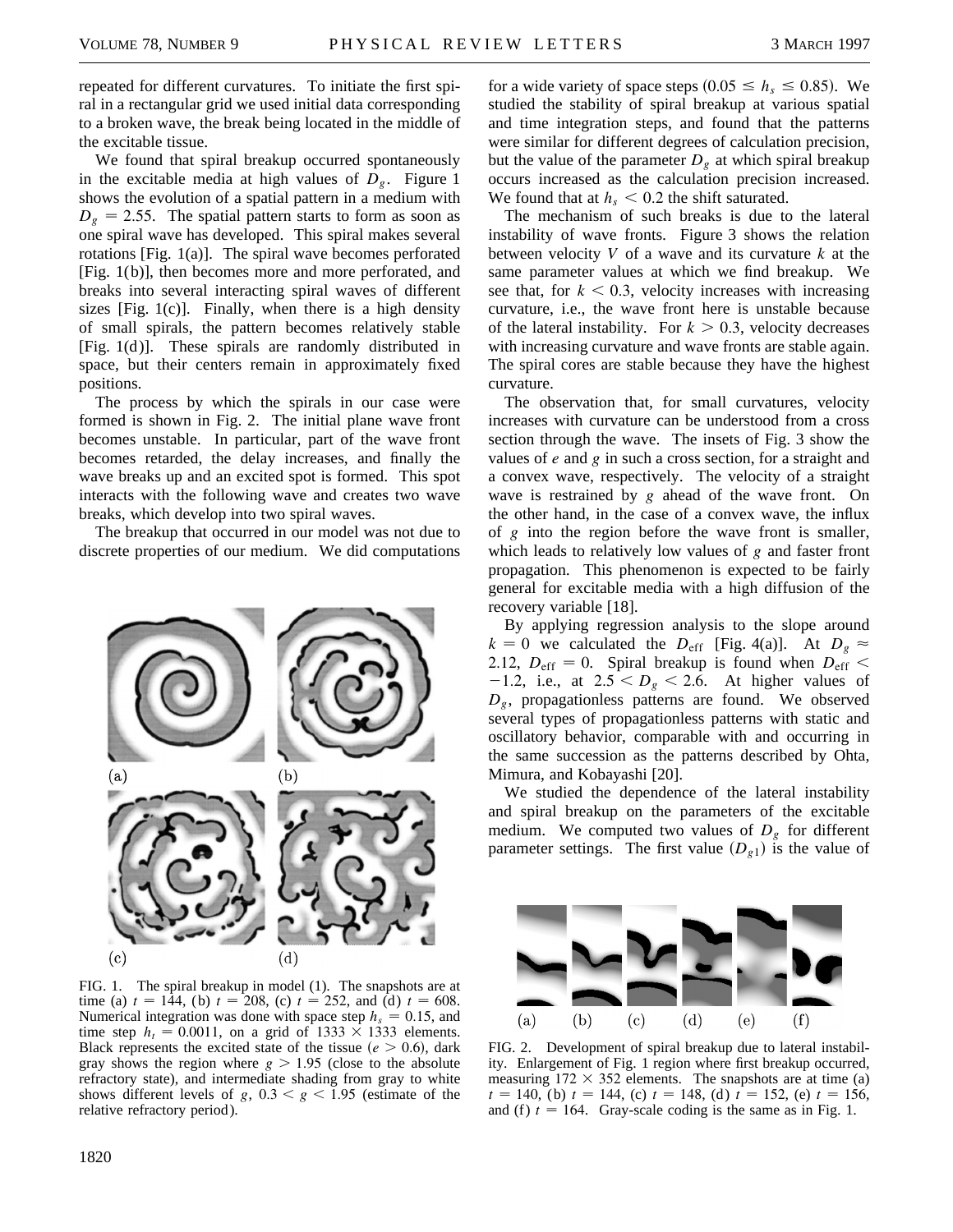repeated for different curvatures. To initiate the first spiral in a rectangular grid we used initial data corresponding to a broken wave, the break being located in the middle of the excitable tissue.

We found that spiral breakup occurred spontaneously in the excitable media at high values of $D_g$. Figure 1 shows the evolution of a spatial pattern in a medium with $D_g = 2.55$. The spatial pattern starts to form as soon as one spiral wave has developed. This spiral makes several rotations [Fig. 1(a)]. The spiral wave becomes perforated [Fig. 1(b)], then becomes more and more perforated, and breaks into several interacting spiral waves of different sizes [Fig. 1(c)]. Finally, when there is a high density of small spirals, the pattern becomes relatively stable [Fig. 1(d)]. These spirals are randomly distributed in space, but their centers remain in approximately fixed positions.

The process by which the spirals in our case were formed is shown in Fig. 2. The initial plane wave front becomes unstable. In particular, part of the wave front becomes retarded, the delay increases, and finally the wave breaks up and an excited spot is formed. This spot interacts with the following wave and creates two wave breaks, which develop into two spiral waves.

The breakup that occurred in our model was not due to discrete properties of our medium. We did computations for a wide variety of space steps ($0.05 \leq h_s \leq 0.85$). We studied the stability of spiral breakup at various spatial and time integration steps, and found that the patterns were similar for different degrees of calculation precision, but the value of the parameter $D_g$ at which spiral breakup occurs increased as the calculation precision increased. We found that at $h_s < 0.2$ the shift saturated.

(a) (b) (c) (d)

FIG. 1. The spiral breakup in model (1). The snapshots are at time (a) $t = 144$, (b) $t = 208$, (c) $t = 252$, and (d) $t = 608$. Numerical integration was done with space step $h_s = 0.15$, and time step $h_t = 0.0011$, on a grid of $1333 \times 1333$ elements. Black represents the excited state of the tissue ($e > 0.6$), dark gray shows the region where $g > 1.95$ (close to the absolute refractory state), and intermediate shading from gray to white shows different levels of $g$, $0.3 < g < 1.95$ (estimate of the relative refractory period).

The mechanism of such breaks is due to the lateral instability of wave fronts. Figure 3 shows the relation between velocity $V$ of a wave and its curvature $k$ at the same parameter values at which we find breakup. We see that, for $k < 0.3$, velocity increases with increasing curvature, i.e., the wave front here is unstable because of the lateral instability. For $k > 0.3$, velocity decreases with increasing curvature and wave fronts are stable again. The spiral cores are stable because they have the highest curvature.

The observation that, for small curvatures, velocity increases with curvature can be understood from a cross section through the wave. The insets of Fig. 3 show the values of $e$ and $g$ in such a cross section, for a straight and a convex wave, respectively. The velocity of a straight wave is restrained by $g$ ahead of the wave front. On the other hand, in the case of a convex wave, the influx of $g$ into the region before the wave front is smaller, which leads to relatively low values of $g$ and faster front propagation. This phenomenon is expected to be fairly general for excitable media with a high diffusion of the recovery variable [18].

By applying regression analysis to the slope around $k = 0$ we calculated the $D_{\mathrm{eff}}$ [Fig. 4(a)]. At $D_g \approx 2.12$, $D_{\mathrm{eff}} = 0$. Spiral breakup is found when $D_{\mathrm{eff}} < -1.2$, i.e., at $2.5 < D_g < 2.6$. At higher values of $D_g$, propagationless patterns are found. We observed several types of propagationless patterns with static and oscillatory behavior, comparable with and occurring in the same succession as the patterns described by Ohta, Mimura, and Kobayashi [20].

We studied the dependence of the lateral instability and spiral breakup on the parameters of the excitable medium. We computed two values of $D_g$ for different parameter settings. The first value ($D_{g1}$) is the value of

(a) (b) (c) (d) (e) (f)

FIG. 2. Development of spiral breakup due to lateral instability. Enlargement of Fig. 1 region where first breakup occurred, measuring $172 \times 352$ elements. The snapshots are at time (a) $t = 140$, (b) $t = 144$, (c) $t = 148$, (d) $t = 152$, (e) $t = 156$, and (f) $t = 164$. Gray-scale coding is the same as in Fig. 1.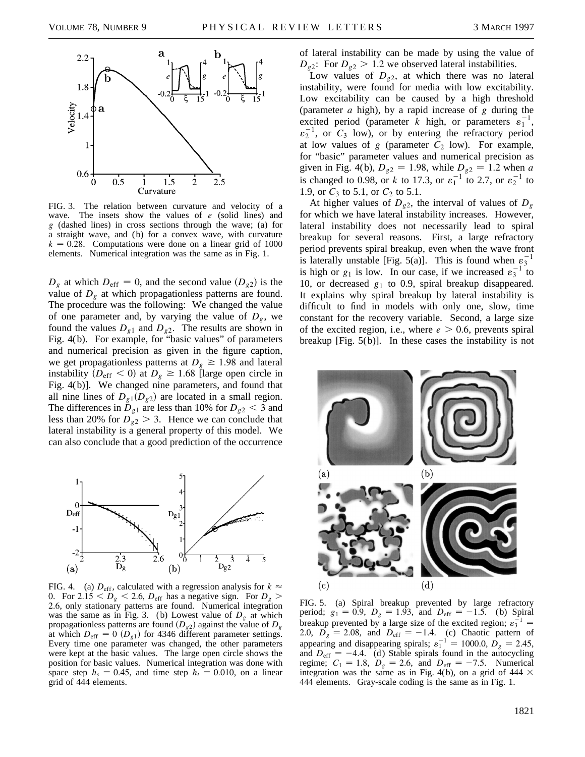2.2
1.8
Velocity
1.4
1
0.6
0 0.5 1 1.5 2 2.5
Curvature
a
b
a
b

FIG. 3. The relation between curvature and velocity of a wave. The insets show the values of $e$ (solid lines) and $g$ (dashed lines) in cross sections through the wave; (a) for a straight wave, and (b) for a convex wave, with curvature $k = 0.28$. Computations were done on a linear grid of 1000 elements. Numerical integration was the same as in Fig. 1.

$D_g$ at which $D_{\text{eff}} = 0$, and the second value ($D_{g2}$) is the value of $D_g$ at which propagationless patterns are found. The procedure was the following: We changed the value of one parameter and, by varying the value of $D_g$, we found the values $D_{g1}$ and $D_{g2}$. The results are shown in Fig. 4(b). For example, for "basic values" of parameters and numerical precision as given in the figure caption, we get propagationless patterns at $D_g \geq 1.98$ and lateral instability ($D_{\text{eff}} < 0$) at $D_g \geq 1.68$ [large open circle in Fig. 4(b)]. We changed nine parameters, and found that all nine lines of $D_{g1}(D_{g2})$ are located in a small region. The differences in $D_{g1}$ are less than 10% for $D_{g2} < 3$ and less than 20% for $D_{g2} > 3$. Hence we can conclude that lateral instability is a general property of this model. We can also conclude that a good prediction of the occurrence

(a)
1
0
$D_{\text{eff}}$
-1
-2
2 2.3 2.6
$D_g$

(b)
5
4
3
$D_{g1}$
2
1
0
0 1 2 3 4 5
$D_{g2}$

FIG. 4. (a) $D_{\text{eff}}$, calculated with a regression analysis for $k \approx 0$. For $2.15 < D_g < 2.6$, $D_{\text{eff}}$ has a negative sign. For $D_g > 2.6$, only stationary patterns are found. Numerical integration was the same as in Fig. 3. (b) Lowest value of $D_g$ at which propagationless patterns are found ($D_{g2}$) against the value of $D_g$ at which $D_{\text{eff}} = 0$ ($D_{g1}$) for 4346 different parameter settings. Every time one parameter was changed, the other parameters were kept at the basic values. The large open circle shows the position for basic values. Numerical integration was done with space step $h_s = 0.45$, and time step $h_t = 0.010$, on a linear grid of 444 elements.

of lateral instability can be made by using the value of $D_{g2}$: For $D_{g2} > 1.2$ we observed lateral instabilities.

Low values of $D_{g2}$, at which there was no lateral instability, were found for media with low excitability. Low excitability can be caused by a high threshold (parameter $a$ high), by a rapid increase of $g$ during the excited period (parameter $k$ high, or parameters $\varepsilon_1^{-1}$, $\varepsilon_2^{-1}$, or $C_3$ low), or by entering the refractory period at low values of $g$ (parameter $C_2$ low). For example, for "basic" parameter values and numerical precision as given in Fig. 4(b), $D_{g2} = 1.98$, while $D_{g2} = 1.2$ when $a$ is changed to 0.98, or $k$ to 17.3, or $\varepsilon_1^{-1}$ to 2.7, or $\varepsilon_2^{-1}$ to 1.9, or $C_3$ to 5.1, or $C_2$ to 5.1.

At higher values of $D_{g2}$, the interval of values of $D_g$ for which we have lateral instability increases. However, lateral instability does not necessarily lead to spiral breakup for several reasons. First, a large refractory period prevents spiral breakup, even when the wave front is laterally unstable [Fig. 5(a)]. This is found when $\varepsilon_3^{-1}$ is high or $g_1$ is low. In our case, if we increased $\varepsilon_3^{-1}$ to 10, or decreased $g_1$ to 0.9, spiral breakup disappeared. It explains why spiral breakup by lateral instability is difficult to find in models with only one, slow, time constant for the recovery variable. Second, a large size of the excited region, i.e., where $e > 0.6$, prevents spiral breakup [Fig. 5(b)]. In these cases the instability is not

(a) (b)
(c) (d)

FIG. 5. (a) Spiral breakup prevented by large refractory period; $g_1 = 0.9$, $D_g = 1.93$, and $D_{\text{eff}} = -1.5$. (b) Spiral breakup prevented by a large size of the excited region; $\varepsilon_3^{-1} = 2.0$, $D_g = 2.08$, and $D_{\text{eff}} = -1.4$. (c) Chaotic pattern of appearing and disappearing spirals; $\varepsilon_1^{-1} = 1000.0$, $D_g = 2.45$, and $D_{\text{eff}} = -4.4$. (d) Stable spirals found in the autocycling regime; $C_1 = 1.8$, $D_g = 2.6$, and $D_{\text{eff}} = -7.5$. Numerical integration was the same as in Fig. 4(b), on a grid of 444 × 444 elements. Gray-scale coding is the same as in Fig. 1.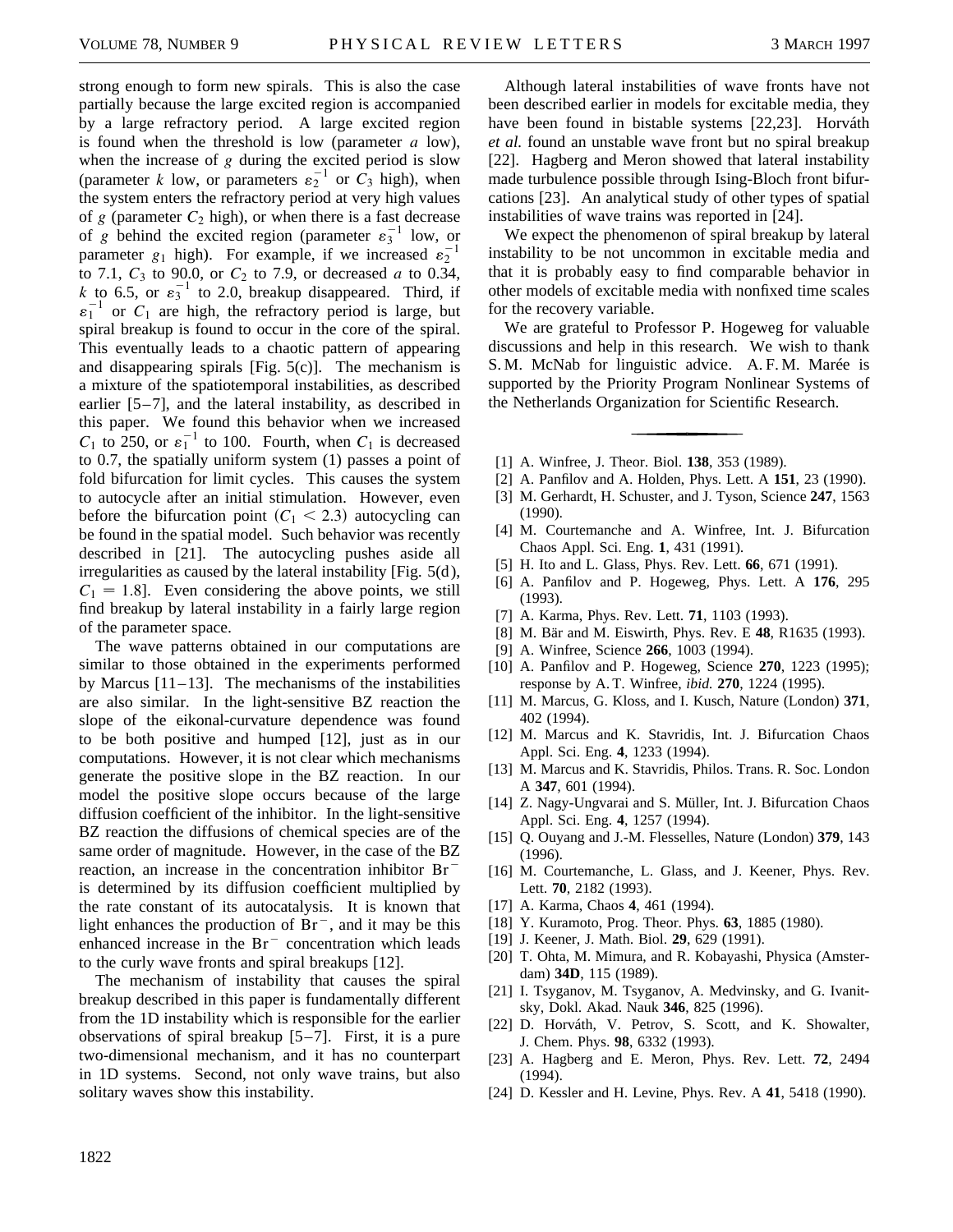strong enough to form new spirals. This is also the case partially because the large excited region is accompanied by a large refractory period. A large excited region is found when the threshold is low (parameter $a$ low), when the increase of $g$ during the excited period is slow (parameter $k$ low, or parameters $\varepsilon_2^{-1}$ or $C_3$ high), when the system enters the refractory period at very high values of $g$ (parameter $C_2$ high), or when there is a fast decrease of $g$ behind the excited region (parameter $\varepsilon_3^{-1}$ low, or parameter $g_1$ high). For example, if we increased $\varepsilon_2^{-1}$ to 7.1, $C_3$ to 90.0, or $C_2$ to 7.9, or decreased $a$ to 0.34, $k$ to 6.5, or $\varepsilon_3^{-1}$ to 2.0, breakup disappeared. Third, if $\varepsilon_1^{-1}$ or $C_1$ are high, the refractory period is large, but spiral breakup is found to occur in the core of the spiral. This eventually leads to a chaotic pattern of appearing and disappearing spirals [Fig. 5(c)]. The mechanism is a mixture of the spatiotemporal instabilities, as described earlier [5–7], and the lateral instability, as described in this paper. We found this behavior when we increased $C_1$ to 250, or $\varepsilon_1^{-1}$ to 100. Fourth, when $C_1$ is decreased to 0.7, the spatially uniform system (1) passes a point of fold bifurcation for limit cycles. This causes the system to autocycle after an initial stimulation. However, even before the bifurcation point ($C_1 < 2.3$) autocycling can be found in the spatial model. Such behavior was recently described in [21]. The autocycling pushes aside all irregularities as caused by the lateral instability [Fig. 5(d), $C_1 = 1.8$]. Even considering the above points, we still find breakup by lateral instability in a fairly large region of the parameter space.

The wave patterns obtained in our computations are similar to those obtained in the experiments performed by Marcus [11–13]. The mechanisms of the instabilities are also similar. In the light-sensitive BZ reaction the slope of the eikonal-curvature dependence was found to be both positive and humped [12], just as in our computations. However, it is not clear which mechanisms generate the positive slope in the BZ reaction. In our model the positive slope occurs because of the large diffusion coefficient of the inhibitor. In the light-sensitive BZ reaction the diffusions of chemical species are of the same order of magnitude. However, in the case of the BZ reaction, an increase in the concentration inhibitor $Br^-$ is determined by its diffusion coefficient multiplied by the rate constant of its autocatalysis. It is known that light enhances the production of $Br^-$, and it may be this enhanced increase in the $Br^-$ concentration which leads to the curly wave fronts and spiral breakups [12].

The mechanism of instability that causes the spiral breakup described in this paper is fundamentally different from the 1D instability which is responsible for the earlier observations of spiral breakup [5–7]. First, it is a pure two-dimensional mechanism, and it has no counterpart in 1D systems. Second, not only wave trains, but also solitary waves show this instability.

Although lateral instabilities of wave fronts have not been described earlier in models for excitable media, they have been found in bistable systems [22,23]. Horváth *et al.* found an unstable wave front but no spiral breakup [22]. Hagberg and Meron showed that lateral instability made turbulence possible through Ising-Bloch front bifurcations [23]. An analytical study of other types of spatial instabilities of wave trains was reported in [24].

We expect the phenomenon of spiral breakup by lateral instability to be not uncommon in excitable media and that it is probably easy to find comparable behavior in other models of excitable media with nonfixed time scales for the recovery variable.

We are grateful to Professor P. Hogeweg for valuable discussions and help in this research. We wish to thank S. M. McNab for linguistic advice. A. F. M. Marée is supported by the Priority Program Nonlinear Systems of the Netherlands Organization for Scientific Research.

---

[1] A. Winfree, J. Theor. Biol. **138**, 353 (1989).
[2] A. Panfilov and A. Holden, Phys. Lett. A **151**, 23 (1990).
[3] M. Gerhardt, H. Schuster, and J. Tyson, Science **247**, 1563 (1990).
[4] M. Courtemanche and A. Winfree, Int. J. Bifurcation Chaos Appl. Sci. Eng. **1**, 431 (1991).
[5] H. Ito and L. Glass, Phys. Rev. Lett. **66**, 671 (1991).
[6] A. Panfilov and P. Hogeweg, Phys. Lett. A **176**, 295 (1993).
[7] A. Karma, Phys. Rev. Lett. **71**, 1103 (1993).
[8] M. Bär and M. Eiswirth, Phys. Rev. E **48**, R1635 (1993).
[9] A. Winfree, Science **266**, 1003 (1994).
[10] A. Panfilov and P. Hogeweg, Science **270**, 1223 (1995); response by A. T. Winfree, *ibid.* **270**, 1224 (1995).
[11] M. Marcus, G. Kloss, and I. Kusch, Nature (London) **371**, 402 (1994).
[12] M. Marcus and K. Stavridis, Int. J. Bifurcation Chaos Appl. Sci. Eng. **4**, 1233 (1994).
[13] M. Marcus and K. Stavridis, Philos. Trans. R. Soc. London A **347**, 601 (1994).
[14] Z. Nagy-Ungvarai and S. Müller, Int. J. Bifurcation Chaos Appl. Sci. Eng. **4**, 1257 (1994).
[15] Q. Ouyang and J.-M. Flesselles, Nature (London) **379**, 143 (1996).
[16] M. Courtemanche, L. Glass, and J. Keener, Phys. Rev. Lett. **70**, 2182 (1993).
[17] A. Karma, Chaos **4**, 461 (1994).
[18] Y. Kuramoto, Prog. Theor. Phys. **63**, 1885 (1980).
[19] J. Keener, J. Math. Biol. **29**, 629 (1991).
[20] T. Ohta, M. Mimura, and R. Kobayashi, Physica (Amsterdam) **34D**, 115 (1989).
[21] I. Tsyganov, M. Tsyganov, A. Medvinsky, and G. Ivanitsky, Dokl. Akad. Nauk **346**, 825 (1996).
[22] D. Horváth, V. Petrov, S. Scott, and K. Showalter, J. Chem. Phys. **98**, 6332 (1993).
[23] A. Hagberg and E. Meron, Phys. Rev. Lett. **72**, 2494 (1994).
[24] D. Kessler and H. Levine, Phys. Rev. A **41**, 5418 (1990).